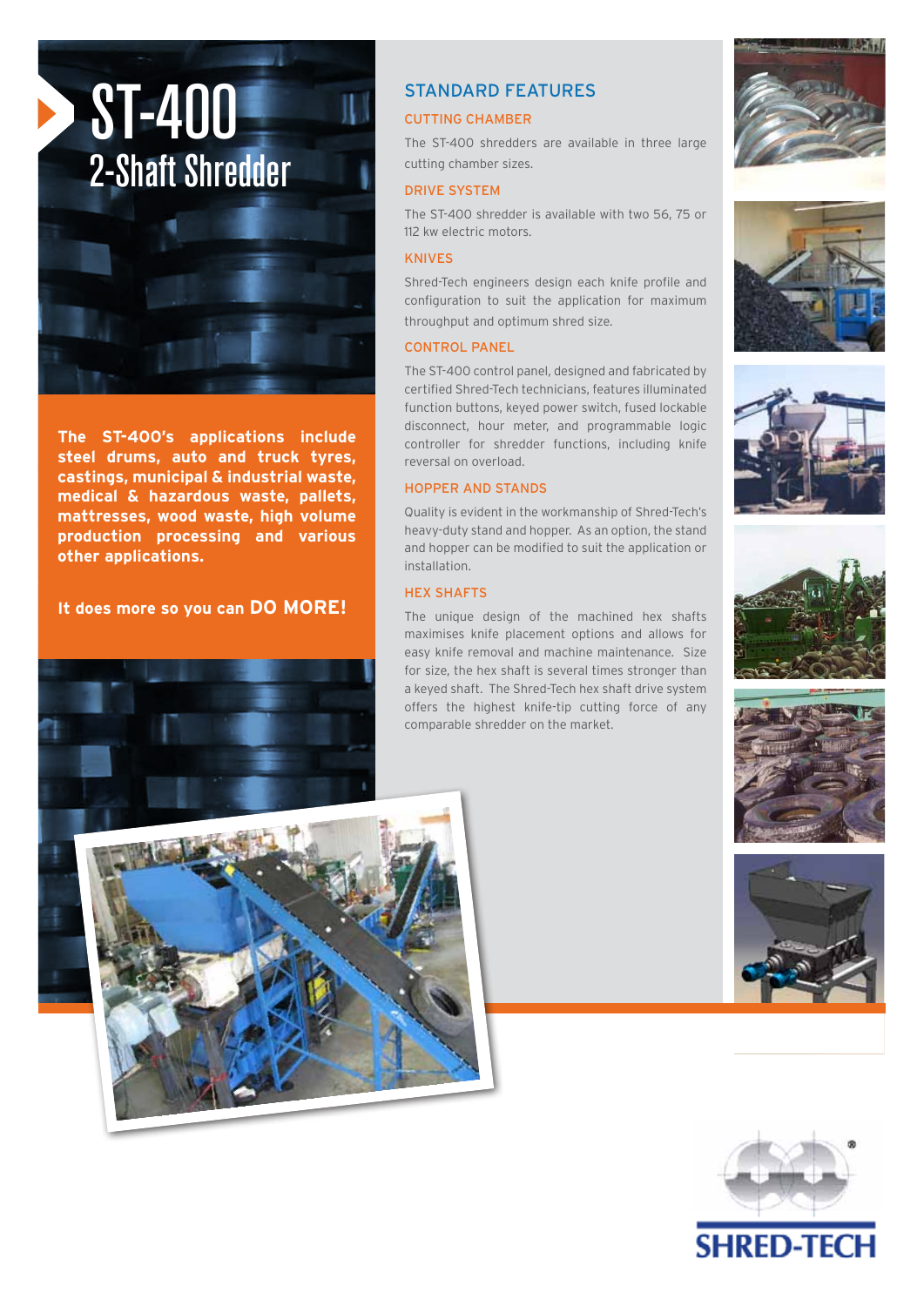# ST-400

## 2-Shaft Shredder

**The ST-400's applications include steel drums, auto and truck tyres, castings, municipal & industrial waste, medical & hazardous waste, pallets, mattresses, wood waste, high volume production processing and various other applications.**

**It does more so you can DO MORE!**

## STANDARD FEATURES

### CUTTING CHAMBER

The ST-400 shredders are available in three large cutting chamber sizes.

### DRIVE SYSTEM

The ST-400 shredder is available with two 56, 75 or 112 kw electric motors.

### KNIVES

Shred-Tech engineers design each knife profile and configuration to suit the application for maximum throughput and optimum shred size.

### CONTROL PANEL

The ST-400 control panel, designed and fabricated by certified Shred-Tech technicians, features illuminated function buttons, keyed power switch, fused lockable disconnect, hour meter, and programmable logic controller for shredder functions, including knife reversal on overload.

### HOPPER AND STANDS

Quality is evident in the workmanship of Shred-Tech's heavy-duty stand and hopper. As an option, the stand and hopper can be modified to suit the application or installation.

### HEX SHAFTS

The unique design of the machined hex shafts maximises knife placement options and allows for easy knife removal and machine maintenance. Size for size, the hex shaft is several times stronger than a keyed shaft. The Shred-Tech hex shaft drive system offers the highest knife-tip cutting force of any comparable shredder on the market.

SHRED-TECH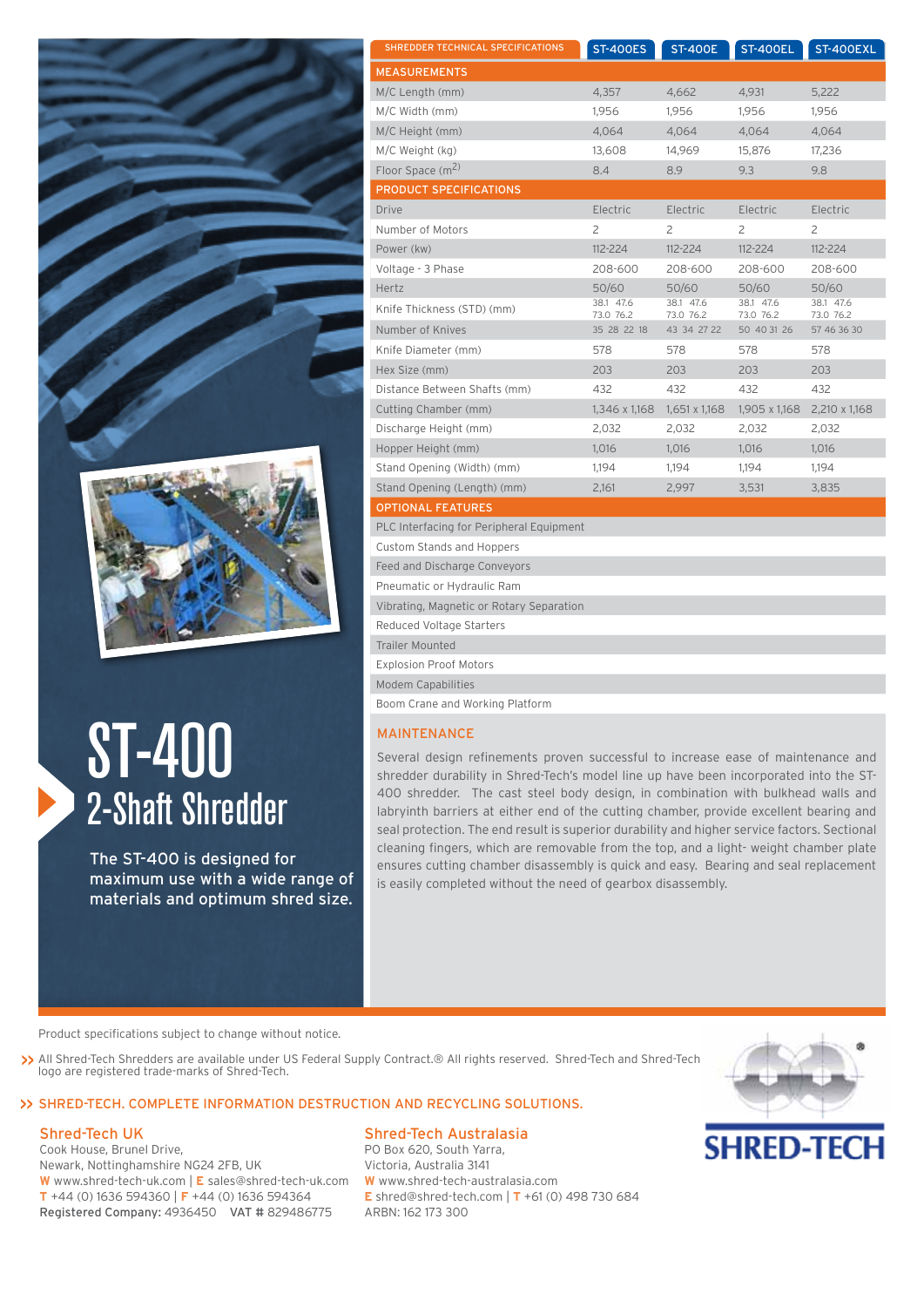# ST-400

## 2-Shaft Shredder

The ST-400 is designed for maximum use with a wide range of materials and optimum shred size.

| SHREDDER TECHNICAL SPECIFICATIONS | ST-400ES | ST-400E | ST-400EL | ST-400EXL |
|---|---|---|---|---|
| **MEASUREMENTS** | | | | |
| M/C Length (mm) | 4,357 | 4,662 | 4,931 | 5,222 |
| M/C Width (mm) | 1,956 | 1,956 | 1,956 | 1,956 |
| M/C Height (mm) | 4,064 | 4,064 | 4,064 | 4,064 |
| M/C Weight (kg) | 13,608 | 14,969 | 15,876 | 17,236 |
| Floor Space ($m^2$) | 8.4 | 8.9 | 9.3 | 9.8 |
| **PRODUCT SPECIFICATIONS** | | | | |
| Drive | Electric | Electric | Electric | Electric |
| Number of Motors | 2 | 2 | 2 | 2 |
| Power (kw) | 112-224 | 112-224 | 112-224 | 112-224 |
| Voltage - 3 Phase | 208-600 | 208-600 | 208-600 | 208-600 |
| Hertz | 50/60 | 50/60 | 50/60 | 50/60 |
| Knife Thickness (STD) (mm) | 38.1 47.6 73.0 76.2 | 38.1 47.6 73.0 76.2 | 38.1 47.6 73.0 76.2 | 38.1 47.6 73.0 76.2 |
| Number of Knives | 35 28 22 18 | 43 34 27 22 | 50 40 31 26 | 57 46 36 30 |
| Knife Diameter (mm) | 578 | 578 | 578 | 578 |
| Hex Size (mm) | 203 | 203 | 203 | 203 |
| Distance Between Shafts (mm) | 432 | 432 | 432 | 432 |
| Cutting Chamber (mm) | 1,346 x 1,168 | 1,651 x 1,168 | 1,905 x 1,168 | 2,210 x 1,168 |
| Discharge Height (mm) | 2,032 | 2,032 | 2,032 | 2,032 |
| Hopper Height (mm) | 1,016 | 1,016 | 1,016 | 1,016 |
| Stand Opening (Width) (mm) | 1,194 | 1,194 | 1,194 | 1,194 |
| Stand Opening (Length) (mm) | 2,161 | 2,997 | 3,531 | 3,835 |
| **OPTIONAL FEATURES** | | | | |
| PLC Interfacing for Peripheral Equipment | | | | |
| Custom Stands and Hoppers | | | | |
| Feed and Discharge Conveyors | | | | |
| Pneumatic or Hydraulic Ram | | | | |
| Vibrating, Magnetic or Rotary Separation | | | | |
| Reduced Voltage Starters | | | | |
| Trailer Mounted | | | | |
| Explosion Proof Motors | | | | |
| Modem Capabilities | | | | |
| Boom Crane and Working Platform | | | | |

## MAINTENANCE

Several design refinements proven successful to increase ease of maintenance and shredder durability in Shred-Tech's model line up have been incorporated into the ST-400 shredder. The cast steel body design, in combination with bulkhead walls and labrynth barriers at either end of the cutting chamber, provide excellent bearing and seal protection. The end result is superior durability and higher service factors. Sectional cleaning fingers, which are removable from the top, and a light- weight chamber plate ensures cutting chamber disassembly is quick and easy. Bearing and seal replacement is easily completed without the need of gearbox disassembly.

Product specifications subject to change without notice.

>> All Shred-Tech Shredders are available under US Federal Supply Contract.® All rights reserved. Shred-Tech and Shred-Tech logo are registered trade-marks of Shred-Tech.

>> SHRED-TECH. COMPLETE INFORMATION DESTRUCTION AND RECYCLING SOLUTIONS.

**Shred-Tech UK**
Cook House, Brunel Drive,
Newark, Nottinghamshire NG24 2FB, UK
W www.shred-tech-uk.com | E sales@shred-tech-uk.com
T +44 (0) 1636 594360 | F +44 (0) 1636 594364
Registered Company: 4936450 VAT # 829486775

**Shred-Tech Australasia**
PO Box 620, South Yarra,
Victoria, Australia 3141
W www.shred-tech-australasia.com
E shred@shred-tech.com | T +61 (0) 498 730 684
ARBN: 162 173 300

SHRED-TECH